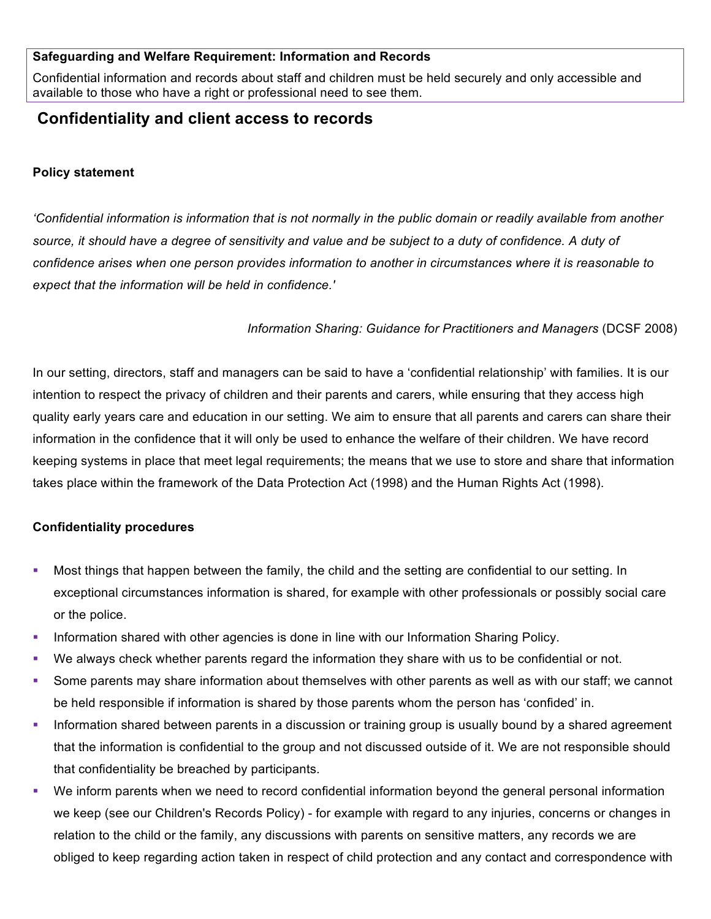**Safeguarding and Welfare Requirement: Information and Records**

Confidential information and records about staff and children must be held securely and only accessible and available to those who have a right or professional need to see them.

# Confidentiality and client access to records

### Policy statement

*'Confidential information is information that is not normally in the public domain or readily available from another source, it should have a degree of sensitivity and value and be subject to a duty of confidence. A duty of confidence arises when one person provides information to another in circumstances where it is reasonable to expect that the information will be held in confidence.'*

*Information Sharing: Guidance for Practitioners and Managers* (DCSF 2008)

In our setting, directors, staff and managers can be said to have a 'confidential relationship' with families. It is our intention to respect the privacy of children and their parents and carers, while ensuring that they access high quality early years care and education in our setting. We aim to ensure that all parents and carers can share their information in the confidence that it will only be used to enhance the welfare of their children. We have record keeping systems in place that meet legal requirements; the means that we use to store and share that information takes place within the framework of the Data Protection Act (1998) and the Human Rights Act (1998).

### Confidentiality procedures

- Most things that happen between the family, the child and the setting are confidential to our setting. In exceptional circumstances information is shared, for example with other professionals or possibly social care or the police.
- Information shared with other agencies is done in line with our Information Sharing Policy.
- We always check whether parents regard the information they share with us to be confidential or not.
- Some parents may share information about themselves with other parents as well as with our staff; we cannot be held responsible if information is shared by those parents whom the person has 'confided' in.
- Information shared between parents in a discussion or training group is usually bound by a shared agreement that the information is confidential to the group and not discussed outside of it. We are not responsible should that confidentiality be breached by participants.
- We inform parents when we need to record confidential information beyond the general personal information we keep (see our Children's Records Policy) - for example with regard to any injuries, concerns or changes in relation to the child or the family, any discussions with parents on sensitive matters, any records we are obliged to keep regarding action taken in respect of child protection and any contact and correspondence with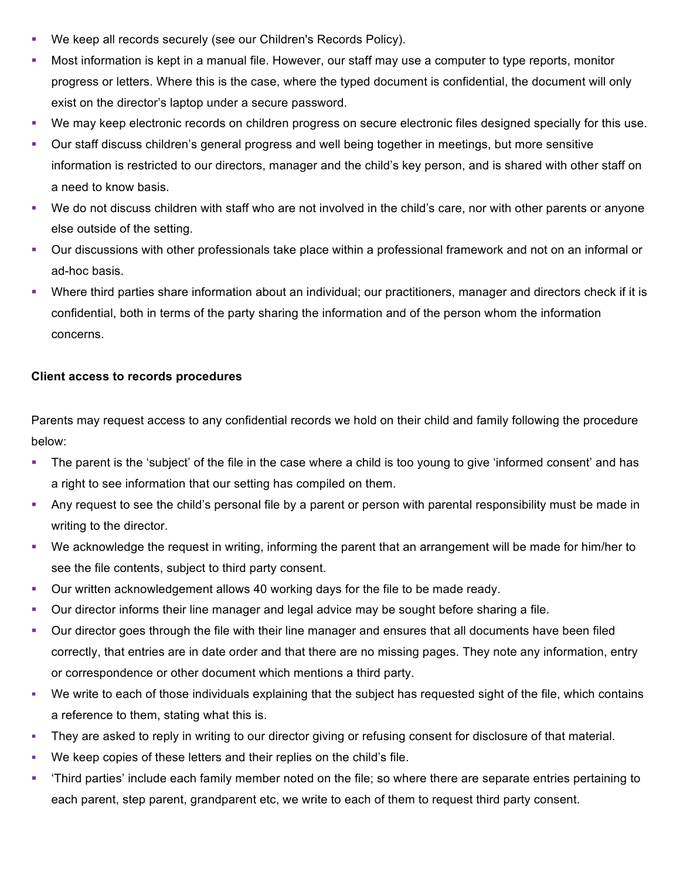- We keep all records securely (see our Children's Records Policy).
- Most information is kept in a manual file. However, our staff may use a computer to type reports, monitor progress or letters. Where this is the case, where the typed document is confidential, the document will only exist on the director's laptop under a secure password.
- We may keep electronic records on children progress on secure electronic files designed specially for this use.
- Our staff discuss children's general progress and well being together in meetings, but more sensitive information is restricted to our directors, manager and the child's key person, and is shared with other staff on a need to know basis.
- We do not discuss children with staff who are not involved in the child's care, nor with other parents or anyone else outside of the setting.
- Our discussions with other professionals take place within a professional framework and not on an informal or ad-hoc basis.
- Where third parties share information about an individual; our practitioners, manager and directors check if it is confidential, both in terms of the party sharing the information and of the person whom the information concerns.

**Client access to records procedures**

Parents may request access to any confidential records we hold on their child and family following the procedure below:

- The parent is the 'subject' of the file in the case where a child is too young to give 'informed consent' and has a right to see information that our setting has compiled on them.
- Any request to see the child's personal file by a parent or person with parental responsibility must be made in writing to the director.
- We acknowledge the request in writing, informing the parent that an arrangement will be made for him/her to see the file contents, subject to third party consent.
- Our written acknowledgement allows 40 working days for the file to be made ready.
- Our director informs their line manager and legal advice may be sought before sharing a file.
- Our director goes through the file with their line manager and ensures that all documents have been filed correctly, that entries are in date order and that there are no missing pages. They note any information, entry or correspondence or other document which mentions a third party.
- We write to each of those individuals explaining that the subject has requested sight of the file, which contains a reference to them, stating what this is.
- They are asked to reply in writing to our director giving or refusing consent for disclosure of that material.
- We keep copies of these letters and their replies on the child's file.
- 'Third parties' include each family member noted on the file; so where there are separate entries pertaining to each parent, step parent, grandparent etc, we write to each of them to request third party consent.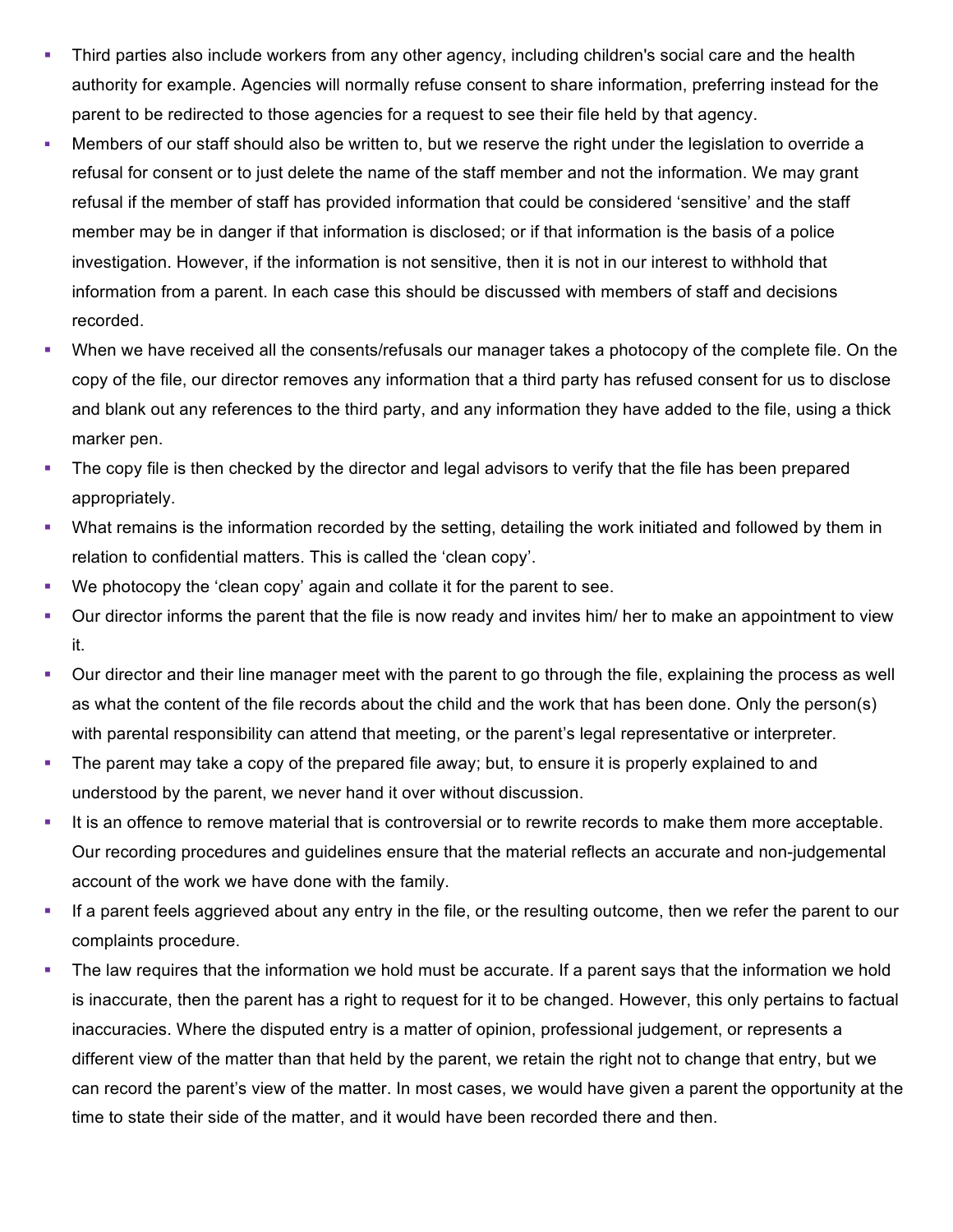- Third parties also include workers from any other agency, including children's social care and the health authority for example. Agencies will normally refuse consent to share information, preferring instead for the parent to be redirected to those agencies for a request to see their file held by that agency.
- Members of our staff should also be written to, but we reserve the right under the legislation to override a refusal for consent or to just delete the name of the staff member and not the information. We may grant refusal if the member of staff has provided information that could be considered 'sensitive' and the staff member may be in danger if that information is disclosed; or if that information is the basis of a police investigation. However, if the information is not sensitive, then it is not in our interest to withhold that information from a parent. In each case this should be discussed with members of staff and decisions recorded.
- When we have received all the consents/refusals our manager takes a photocopy of the complete file. On the copy of the file, our director removes any information that a third party has refused consent for us to disclose and blank out any references to the third party, and any information they have added to the file, using a thick marker pen.
- The copy file is then checked by the director and legal advisors to verify that the file has been prepared appropriately.
- What remains is the information recorded by the setting, detailing the work initiated and followed by them in relation to confidential matters. This is called the 'clean copy'.
- We photocopy the 'clean copy' again and collate it for the parent to see.
- Our director informs the parent that the file is now ready and invites him/ her to make an appointment to view it.
- Our director and their line manager meet with the parent to go through the file, explaining the process as well as what the content of the file records about the child and the work that has been done. Only the person(s) with parental responsibility can attend that meeting, or the parent's legal representative or interpreter.
- The parent may take a copy of the prepared file away; but, to ensure it is properly explained to and understood by the parent, we never hand it over without discussion.
- It is an offence to remove material that is controversial or to rewrite records to make them more acceptable. Our recording procedures and guidelines ensure that the material reflects an accurate and non-judgemental account of the work we have done with the family.
- If a parent feels aggrieved about any entry in the file, or the resulting outcome, then we refer the parent to our complaints procedure.
- The law requires that the information we hold must be accurate. If a parent says that the information we hold is inaccurate, then the parent has a right to request for it to be changed. However, this only pertains to factual inaccuracies. Where the disputed entry is a matter of opinion, professional judgement, or represents a different view of the matter than that held by the parent, we retain the right not to change that entry, but we can record the parent's view of the matter. In most cases, we would have given a parent the opportunity at the time to state their side of the matter, and it would have been recorded there and then.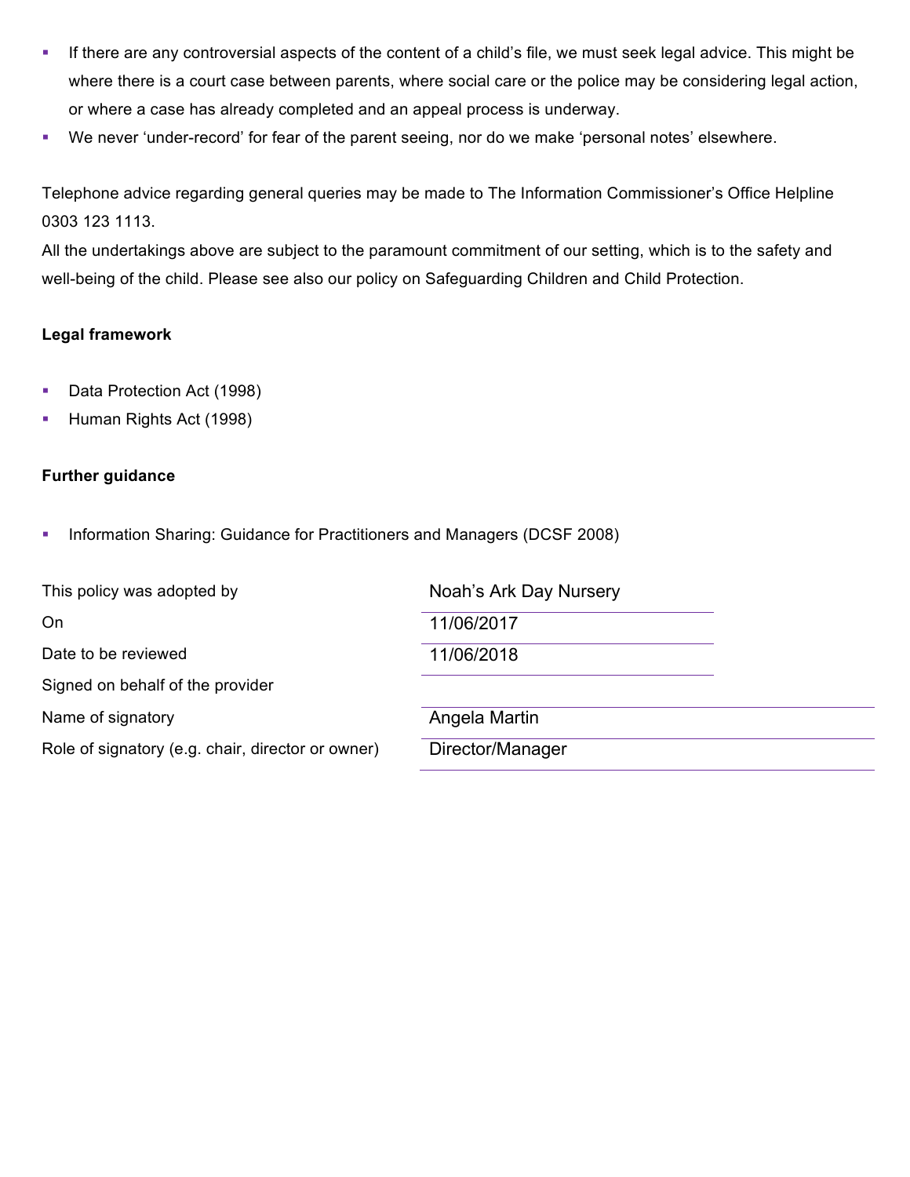- If there are any controversial aspects of the content of a child's file, we must seek legal advice. This might be where there is a court case between parents, where social care or the police may be considering legal action, or where a case has already completed and an appeal process is underway.
- We never 'under-record' for fear of the parent seeing, nor do we make 'personal notes' elsewhere.

Telephone advice regarding general queries may be made to The Information Commissioner's Office Helpline 0303 123 1113.

All the undertakings above are subject to the paramount commitment of our setting, which is to the safety and well-being of the child. Please see also our policy on Safeguarding Children and Child Protection.

**Legal framework**

- Data Protection Act (1998)
- Human Rights Act (1998)

**Further guidance**

- Information Sharing: Guidance for Practitioners and Managers (DCSF 2008)

| | |
|---|---|
| This policy was adopted by | Noah's Ark Day Nursery |
| On | 11/06/2017 |
| Date to be reviewed | 11/06/2018 |
| Signed on behalf of the provider | |
| Name of signatory | Angela Martin |
| Role of signatory (e.g. chair, director or owner) | Director/Manager |